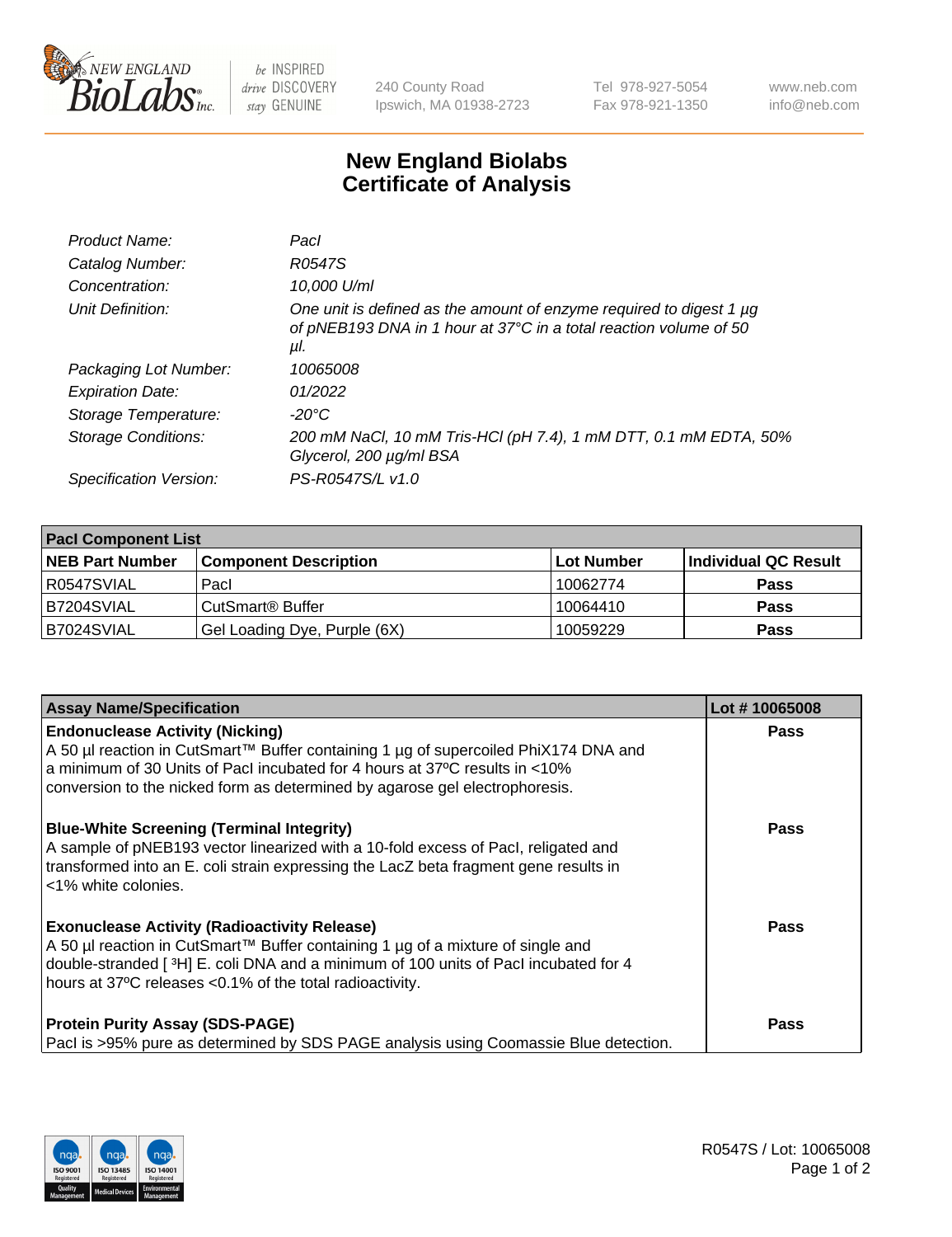New England Biolabs, 240 County Road, Ipswich, MA 01938-2723 | Tel 978-927-5054 | Fax 978-921-1350 | www.neb.com | info@neb.com

# New England Biolabs
# Certificate of Analysis

| | |
|---|---|
| *Product Name:* | *PacI* |
| *Catalog Number:* | *R0547S* |
| *Concentration:* | *10,000 U/ml* |
| *Unit Definition:* | *One unit is defined as the amount of enzyme required to digest 1 µg of pNEB193 DNA in 1 hour at 37°C in a total reaction volume of 50 µl.* |
| *Packaging Lot Number:* | *10065008* |
| *Expiration Date:* | *01/2022* |
| *Storage Temperature:* | *-20°C* |
| *Storage Conditions:* | *200 mM NaCl, 10 mM Tris-HCl (pH 7.4), 1 mM DTT, 0.1 mM EDTA, 50% Glycerol, 200 µg/ml BSA* |
| *Specification Version:* | *PS-R0547S/L v1.0* |

| **PacI Component List** | | | |
|---|---|---|---|
| **NEB Part Number** | **Component Description** | **Lot Number** | **Individual QC Result** |
| R0547SVIAL | PacI | 10062774 | **Pass** |
| B7204SVIAL | CutSmart® Buffer | 10064410 | **Pass** |
| B7024SVIAL | Gel Loading Dye, Purple (6X) | 10059229 | **Pass** |

| **Assay Name/Specification** | **Lot # 10065008** |
|---|---|
| **Endonuclease Activity (Nicking)**<br>A 50 µl reaction in CutSmart™ Buffer containing 1 µg of supercoiled PhiX174 DNA and a minimum of 30 Units of PacI incubated for 4 hours at 37ºC results in <10% conversion to the nicked form as determined by agarose gel electrophoresis. | **Pass** |
| **Blue-White Screening (Terminal Integrity)**<br>A sample of pNEB193 vector linearized with a 10-fold excess of PacI, religated and transformed into an E. coli strain expressing the LacZ beta fragment gene results in <1% white colonies. | **Pass** |
| **Exonuclease Activity (Radioactivity Release)**<br>A 50 µl reaction in CutSmart™ Buffer containing 1 µg of a mixture of single and double-stranded [ $^3$H] E. coli DNA and a minimum of 100 units of PacI incubated for 4 hours at 37ºC releases <0.1% of the total radioactivity. | **Pass** |
| **Protein Purity Assay (SDS-PAGE)**<br>PacI is >95% pure as determined by SDS PAGE analysis using Coomassie Blue detection. | **Pass** |

R0547S / Lot: 10065008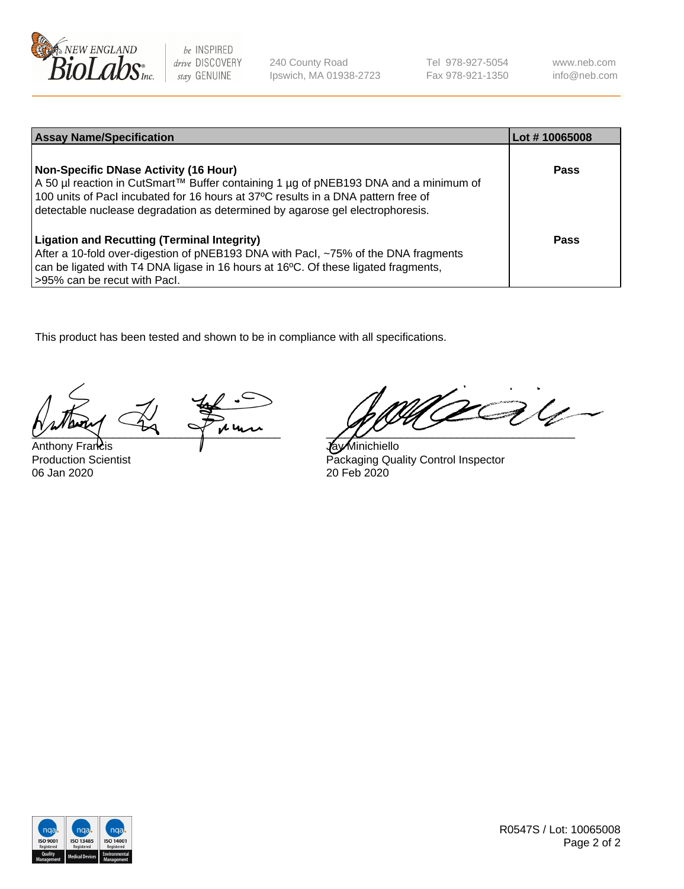be INSPIRED drive DISCOVERY stay GENUINE

240 County Road
Ipswich, MA 01938-2723

Tel 978-927-5054
Fax 978-921-1350

www.neb.com
info@neb.com

| Assay Name/Specification | Lot # 10065008 |
| --- | --- |
| **Non-Specific DNase Activity (16 Hour)**<br>A 50 µl reaction in CutSmart™ Buffer containing 1 µg of pNEB193 DNA and a minimum of 100 units of PacI incubated for 16 hours at 37ºC results in a DNA pattern free of detectable nuclease degradation as determined by agarose gel electrophoresis. | Pass |
| **Ligation and Recutting (Terminal Integrity)**<br>After a 10-fold over-digestion of pNEB193 DNA with PacI, ~75% of the DNA fragments can be ligated with T4 DNA ligase in 16 hours at 16ºC. Of these ligated fragments, >95% can be recut with PacI. | Pass |

This product has been tested and shown to be in compliance with all specifications.

Anthony Francis
Production Scientist
06 Jan 2020

Jay Minichiello
Packaging Quality Control Inspector
20 Feb 2020

R0547S / Lot: 10065008